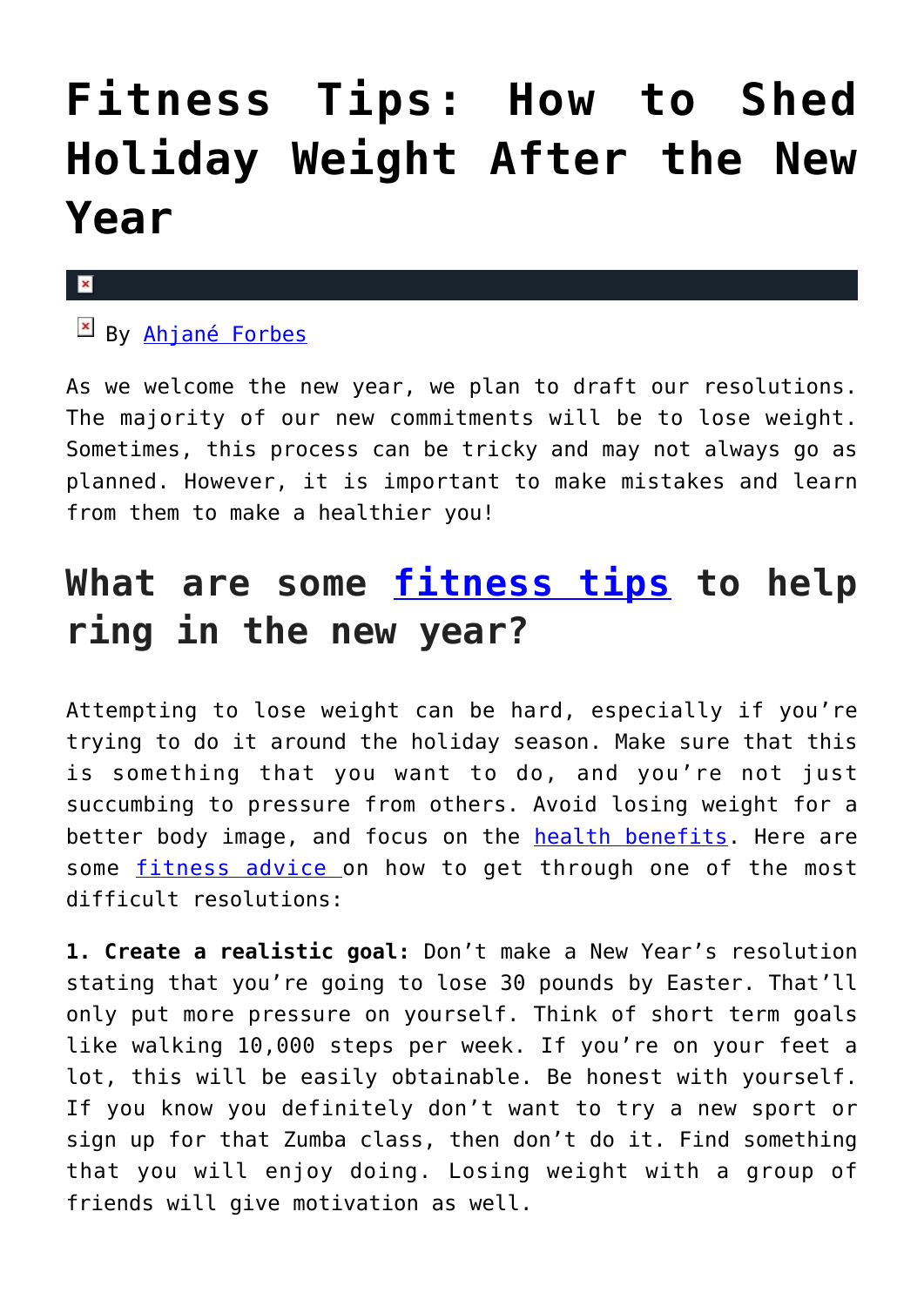# Fitness Tips: How to Shed Holiday Weight After the New Year

By Ahjané Forbes

As we welcome the new year, we plan to draft our resolutions. The majority of our new commitments will be to lose weight. Sometimes, this process can be tricky and may not always go as planned. However, it is important to make mistakes and learn from them to make a healthier you!

## What are some fitness tips to help ring in the new year?

Attempting to lose weight can be hard, especially if you're trying to do it around the holiday season. Make sure that this is something that you want to do, and you're not just succumbing to pressure from others. Avoid losing weight for a better body image, and focus on the health benefits. Here are some fitness advice on how to get through one of the most difficult resolutions:

**1. Create a realistic goal:** Don't make a New Year's resolution stating that you're going to lose 30 pounds by Easter. That'll only put more pressure on yourself. Think of short term goals like walking 10,000 steps per week. If you're on your feet a lot, this will be easily obtainable. Be honest with yourself. If you know you definitely don't want to try a new sport or sign up for that Zumba class, then don't do it. Find something that you will enjoy doing. Losing weight with a group of friends will give motivation as well.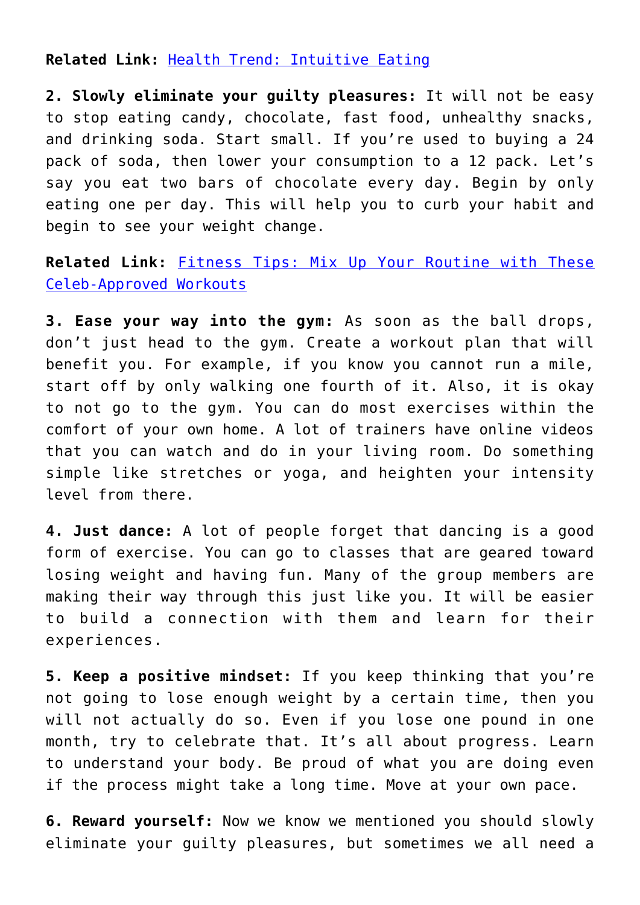**Related Link:** [Health Trend: Intuitive Eating]()

**2. Slowly eliminate your guilty pleasures:** It will not be easy to stop eating candy, chocolate, fast food, unhealthy snacks, and drinking soda. Start small. If you're used to buying a 24 pack of soda, then lower your consumption to a 12 pack. Let's say you eat two bars of chocolate every day. Begin by only eating one per day. This will help you to curb your habit and begin to see your weight change.

**Related Link:** [Fitness Tips: Mix Up Your Routine with These Celeb-Approved Workouts]()

**3. Ease your way into the gym:** As soon as the ball drops, don't just head to the gym. Create a workout plan that will benefit you. For example, if you know you cannot run a mile, start off by only walking one fourth of it. Also, it is okay to not go to the gym. You can do most exercises within the comfort of your own home. A lot of trainers have online videos that you can watch and do in your living room. Do something simple like stretches or yoga, and heighten your intensity level from there.

**4. Just dance:** A lot of people forget that dancing is a good form of exercise. You can go to classes that are geared toward losing weight and having fun. Many of the group members are making their way through this just like you. It will be easier to build a connection with them and learn for their experiences.

**5. Keep a positive mindset:** If you keep thinking that you're not going to lose enough weight by a certain time, then you will not actually do so. Even if you lose one pound in one month, try to celebrate that. It's all about progress. Learn to understand your body. Be proud of what you are doing even if the process might take a long time. Move at your own pace.

**6. Reward yourself:** Now we know we mentioned you should slowly eliminate your guilty pleasures, but sometimes we all need a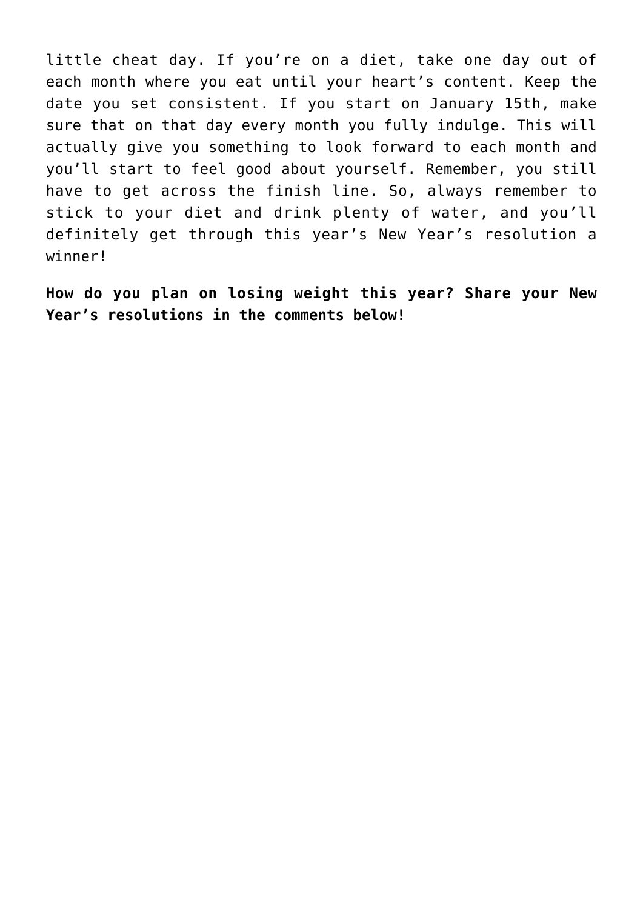little cheat day. If you're on a diet, take one day out of each month where you eat until your heart's content. Keep the date you set consistent. If you start on January 15th, make sure that on that day every month you fully indulge. This will actually give you something to look forward to each month and you'll start to feel good about yourself. Remember, you still have to get across the finish line. So, always remember to stick to your diet and drink plenty of water, and you'll definitely get through this year's New Year's resolution a winner!

**How do you plan on losing weight this year? Share your New Year's resolutions in the comments below!**